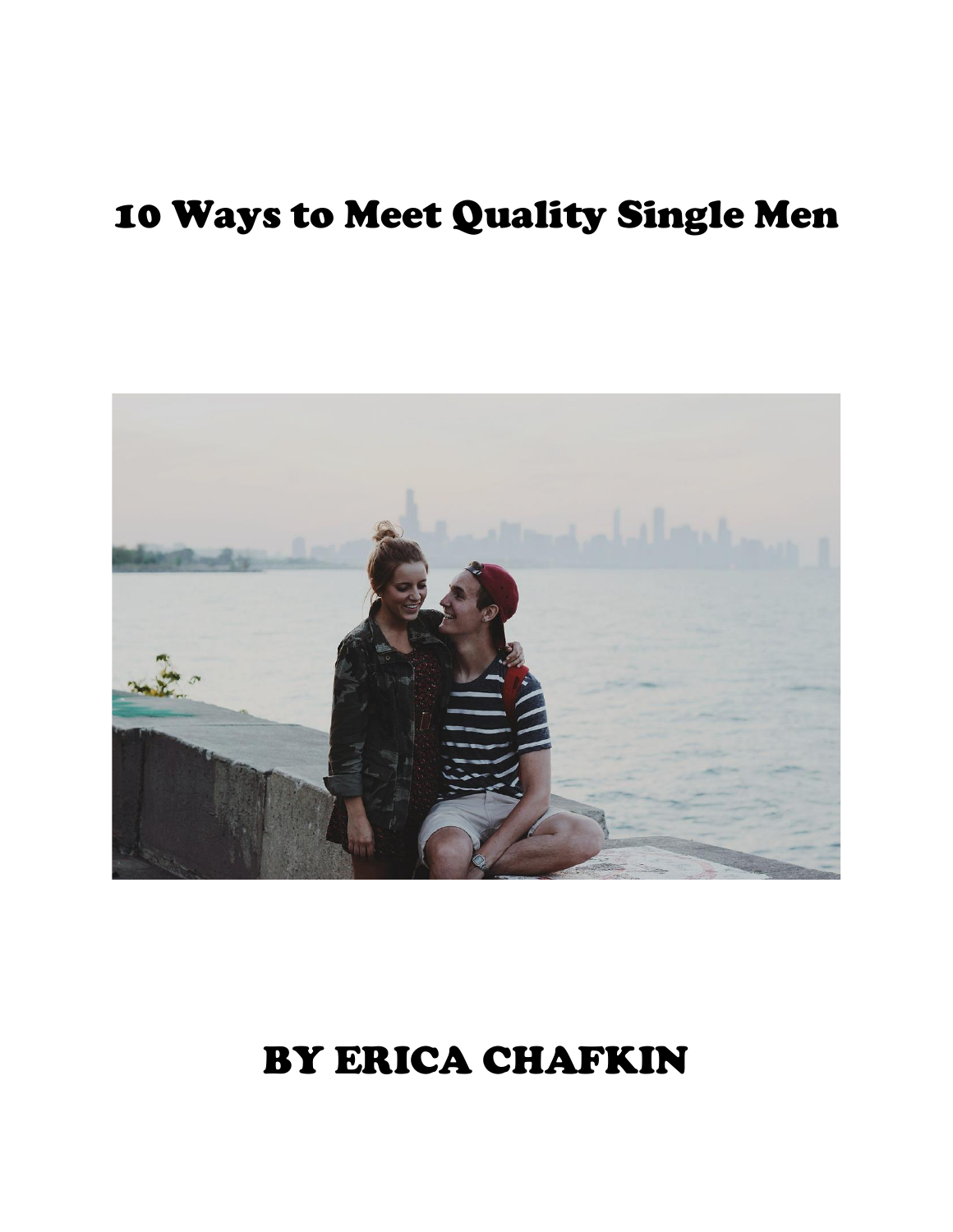# 10 Ways to Meet Quality Single Men

## BY ERICA CHAFKIN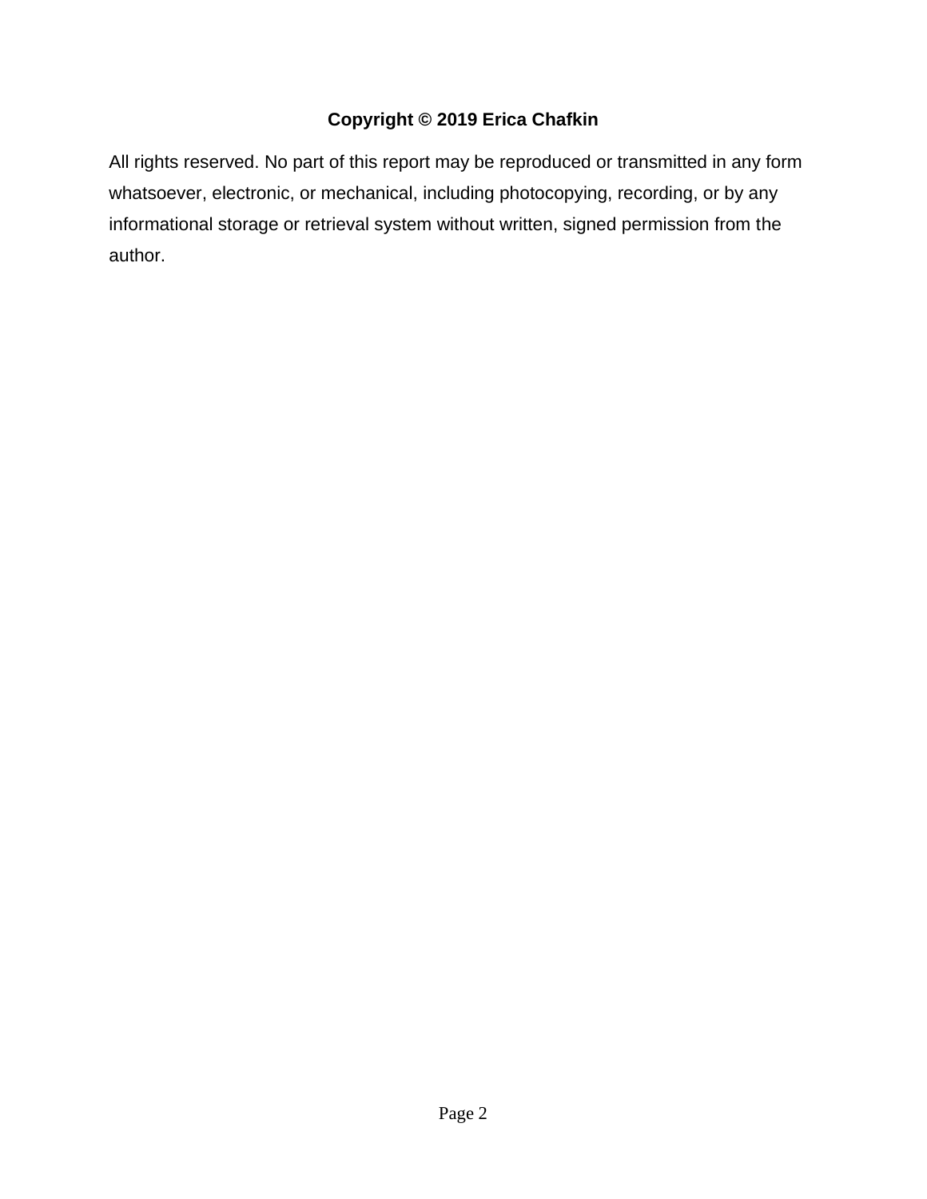**Copyright © 2019 Erica Chafkin**

All rights reserved. No part of this report may be reproduced or transmitted in any form whatsoever, electronic, or mechanical, including photocopying, recording, or by any informational storage or retrieval system without written, signed permission from the author.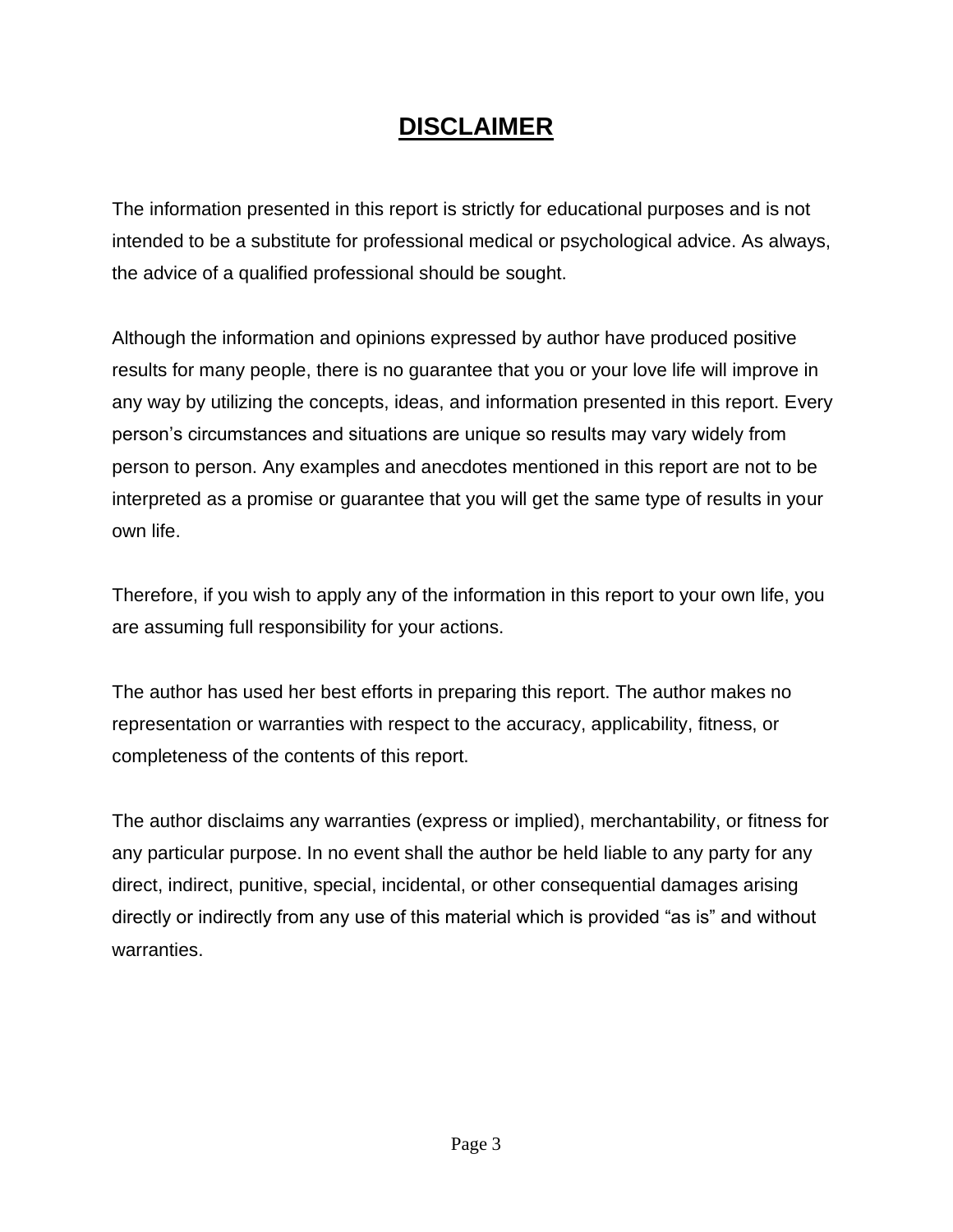# DISCLAIMER

The information presented in this report is strictly for educational purposes and is not intended to be a substitute for professional medical or psychological advice. As always, the advice of a qualified professional should be sought.

Although the information and opinions expressed by author have produced positive results for many people, there is no guarantee that you or your love life will improve in any way by utilizing the concepts, ideas, and information presented in this report. Every person's circumstances and situations are unique so results may vary widely from person to person. Any examples and anecdotes mentioned in this report are not to be interpreted as a promise or guarantee that you will get the same type of results in your own life.

Therefore, if you wish to apply any of the information in this report to your own life, you are assuming full responsibility for your actions.

The author has used her best efforts in preparing this report. The author makes no representation or warranties with respect to the accuracy, applicability, fitness, or completeness of the contents of this report.

The author disclaims any warranties (express or implied), merchantability, or fitness for any particular purpose. In no event shall the author be held liable to any party for any direct, indirect, punitive, special, incidental, or other consequential damages arising directly or indirectly from any use of this material which is provided "as is" and without warranties.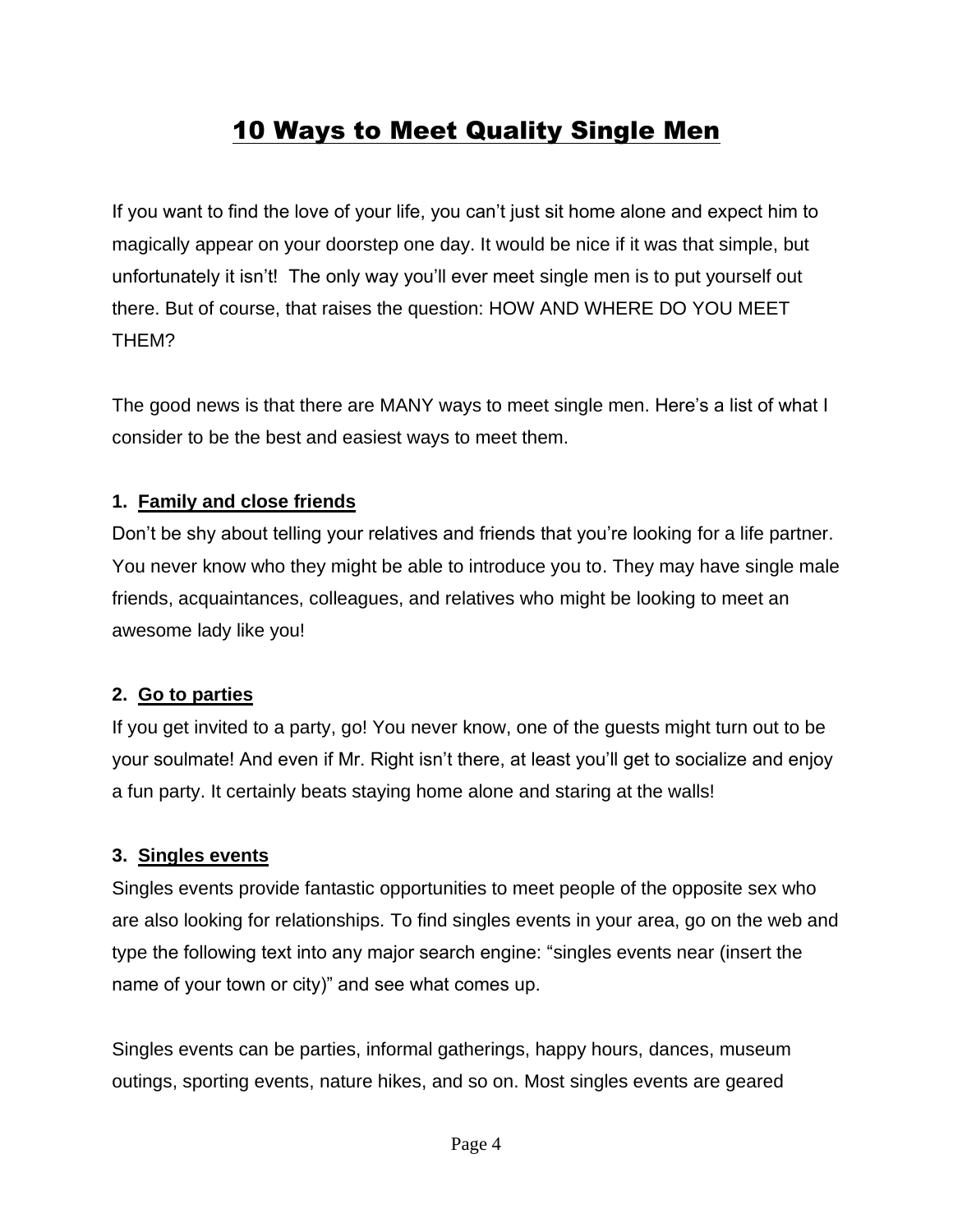# 10 Ways to Meet Quality Single Men

If you want to find the love of your life, you can't just sit home alone and expect him to magically appear on your doorstep one day. It would be nice if it was that simple, but unfortunately it isn't! The only way you'll ever meet single men is to put yourself out there. But of course, that raises the question: HOW AND WHERE DO YOU MEET THEM?

The good news is that there are MANY ways to meet single men. Here's a list of what I consider to be the best and easiest ways to meet them.

### 1. Family and close friends

Don't be shy about telling your relatives and friends that you're looking for a life partner. You never know who they might be able to introduce you to. They may have single male friends, acquaintances, colleagues, and relatives who might be looking to meet an awesome lady like you!

### 2. Go to parties

If you get invited to a party, go! You never know, one of the guests might turn out to be your soulmate! And even if Mr. Right isn't there, at least you'll get to socialize and enjoy a fun party. It certainly beats staying home alone and staring at the walls!

### 3. Singles events

Singles events provide fantastic opportunities to meet people of the opposite sex who are also looking for relationships. To find singles events in your area, go on the web and type the following text into any major search engine: "singles events near (insert the name of your town or city)" and see what comes up.

Singles events can be parties, informal gatherings, happy hours, dances, museum outings, sporting events, nature hikes, and so on. Most singles events are geared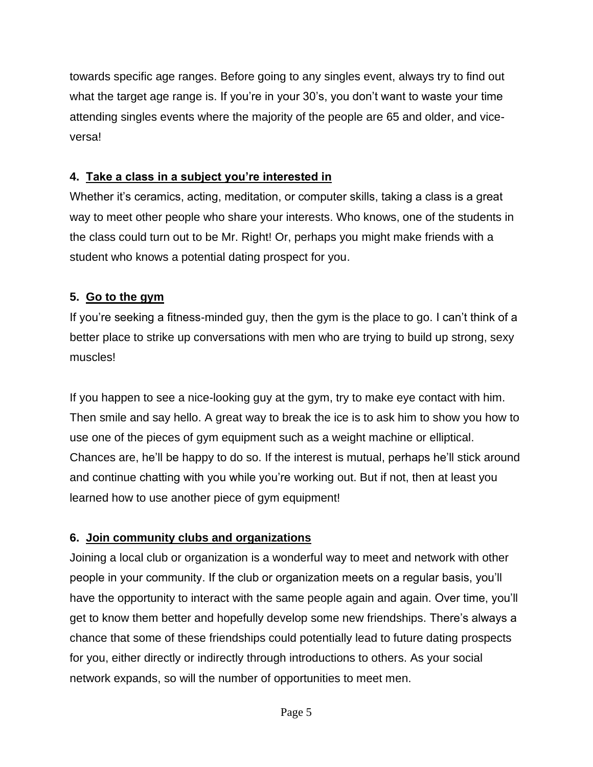towards specific age ranges. Before going to any singles event, always try to find out what the target age range is. If you're in your 30's, you don't want to waste your time attending singles events where the majority of the people are 65 and older, and vice-versa!

### 4. <u>Take a class in a subject you're interested in</u>

Whether it's ceramics, acting, meditation, or computer skills, taking a class is a great way to meet other people who share your interests. Who knows, one of the students in the class could turn out to be Mr. Right! Or, perhaps you might make friends with a student who knows a potential dating prospect for you.

### 5. <u>Go to the gym</u>

If you're seeking a fitness-minded guy, then the gym is the place to go. I can't think of a better place to strike up conversations with men who are trying to build up strong, sexy muscles!

If you happen to see a nice-looking guy at the gym, try to make eye contact with him. Then smile and say hello. A great way to break the ice is to ask him to show you how to use one of the pieces of gym equipment such as a weight machine or elliptical. Chances are, he'll be happy to do so. If the interest is mutual, perhaps he'll stick around and continue chatting with you while you're working out. But if not, then at least you learned how to use another piece of gym equipment!

### 6. <u>Join community clubs and organizations</u>

Joining a local club or organization is a wonderful way to meet and network with other people in your community. If the club or organization meets on a regular basis, you'll have the opportunity to interact with the same people again and again. Over time, you'll get to know them better and hopefully develop some new friendships. There's always a chance that some of these friendships could potentially lead to future dating prospects for you, either directly or indirectly through introductions to others. As your social network expands, so will the number of opportunities to meet men.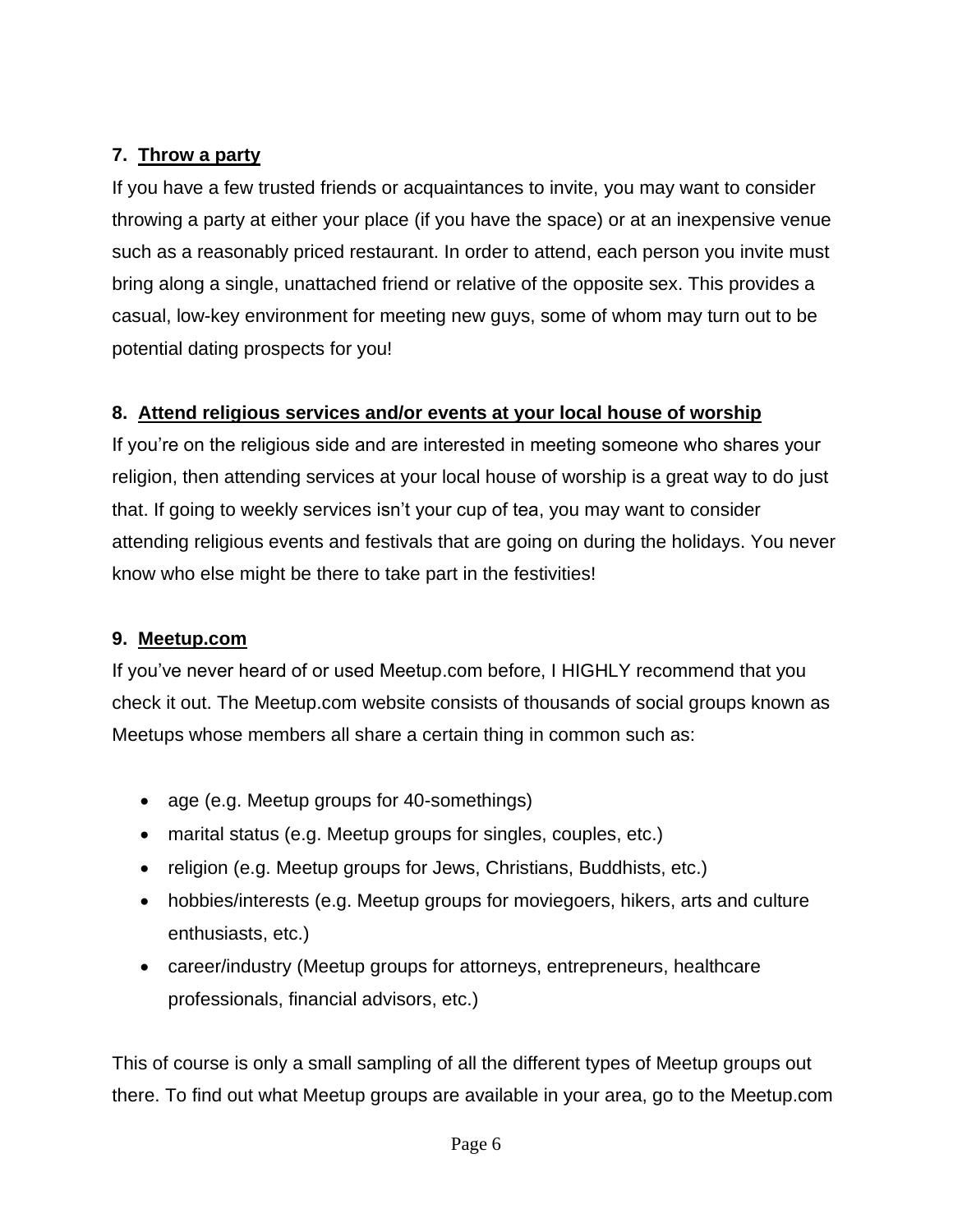**7. Throw a party**

If you have a few trusted friends or acquaintances to invite, you may want to consider throwing a party at either your place (if you have the space) or at an inexpensive venue such as a reasonably priced restaurant. In order to attend, each person you invite must bring along a single, unattached friend or relative of the opposite sex. This provides a casual, low-key environment for meeting new guys, some of whom may turn out to be potential dating prospects for you!

**8. Attend religious services and/or events at your local house of worship**

If you're on the religious side and are interested in meeting someone who shares your religion, then attending services at your local house of worship is a great way to do just that. If going to weekly services isn't your cup of tea, you may want to consider attending religious events and festivals that are going on during the holidays. You never know who else might be there to take part in the festivities!

**9. Meetup.com**

If you've never heard of or used Meetup.com before, I HIGHLY recommend that you check it out. The Meetup.com website consists of thousands of social groups known as Meetups whose members all share a certain thing in common such as:

- age (e.g. Meetup groups for 40-somethings)
- marital status (e.g. Meetup groups for singles, couples, etc.)
- religion (e.g. Meetup groups for Jews, Christians, Buddhists, etc.)
- hobbies/interests (e.g. Meetup groups for moviegoers, hikers, arts and culture enthusiasts, etc.)
- career/industry (Meetup groups for attorneys, entrepreneurs, healthcare professionals, financial advisors, etc.)

This of course is only a small sampling of all the different types of Meetup groups out there. To find out what Meetup groups are available in your area, go to the Meetup.com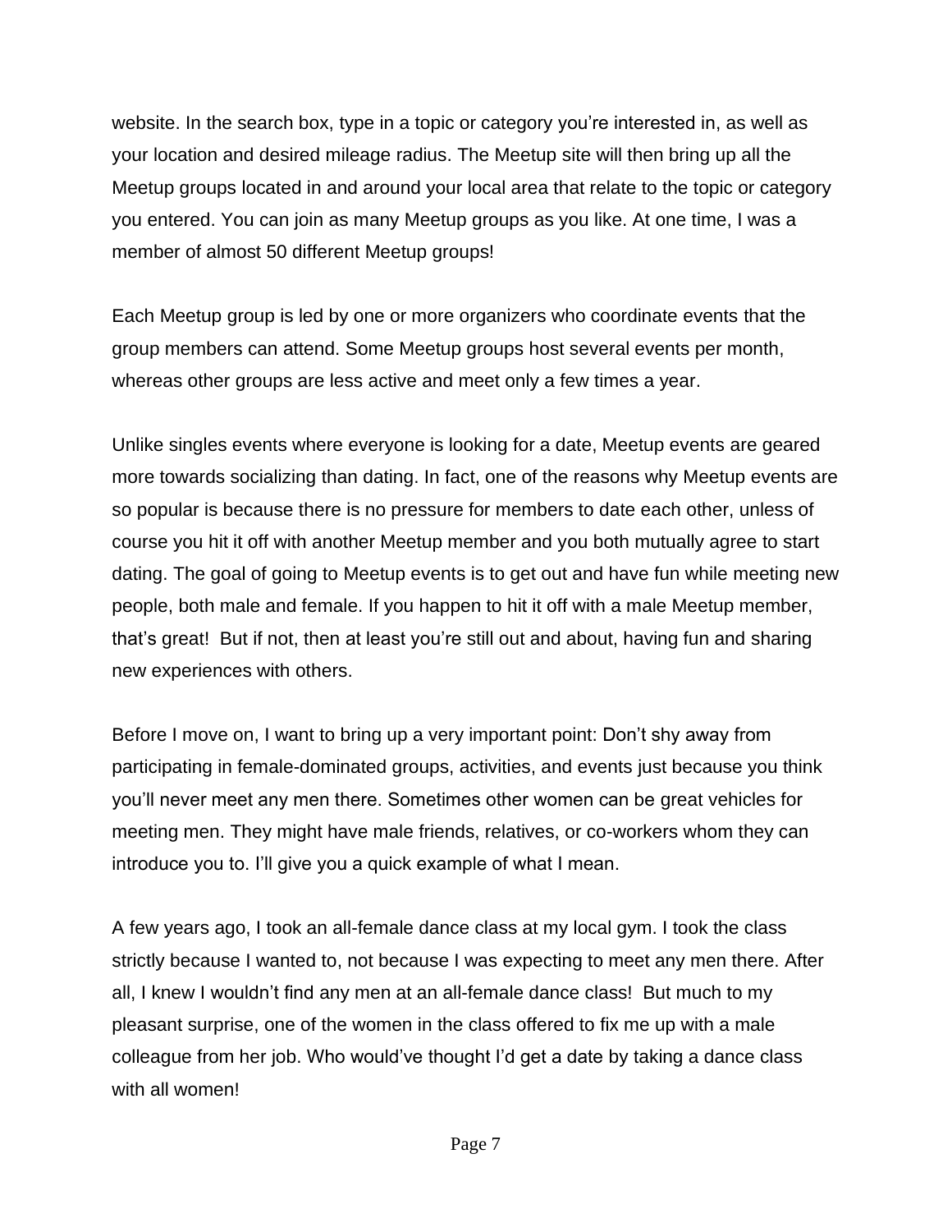website. In the search box, type in a topic or category you're interested in, as well as your location and desired mileage radius. The Meetup site will then bring up all the Meetup groups located in and around your local area that relate to the topic or category you entered. You can join as many Meetup groups as you like. At one time, I was a member of almost 50 different Meetup groups!

Each Meetup group is led by one or more organizers who coordinate events that the group members can attend. Some Meetup groups host several events per month, whereas other groups are less active and meet only a few times a year.

Unlike singles events where everyone is looking for a date, Meetup events are geared more towards socializing than dating. In fact, one of the reasons why Meetup events are so popular is because there is no pressure for members to date each other, unless of course you hit it off with another Meetup member and you both mutually agree to start dating. The goal of going to Meetup events is to get out and have fun while meeting new people, both male and female. If you happen to hit it off with a male Meetup member, that's great! But if not, then at least you're still out and about, having fun and sharing new experiences with others.

Before I move on, I want to bring up a very important point: Don't shy away from participating in female-dominated groups, activities, and events just because you think you'll never meet any men there. Sometimes other women can be great vehicles for meeting men. They might have male friends, relatives, or co-workers whom they can introduce you to. I'll give you a quick example of what I mean.

A few years ago, I took an all-female dance class at my local gym. I took the class strictly because I wanted to, not because I was expecting to meet any men there. After all, I knew I wouldn't find any men at an all-female dance class! But much to my pleasant surprise, one of the women in the class offered to fix me up with a male colleague from her job. Who would've thought I'd get a date by taking a dance class with all women!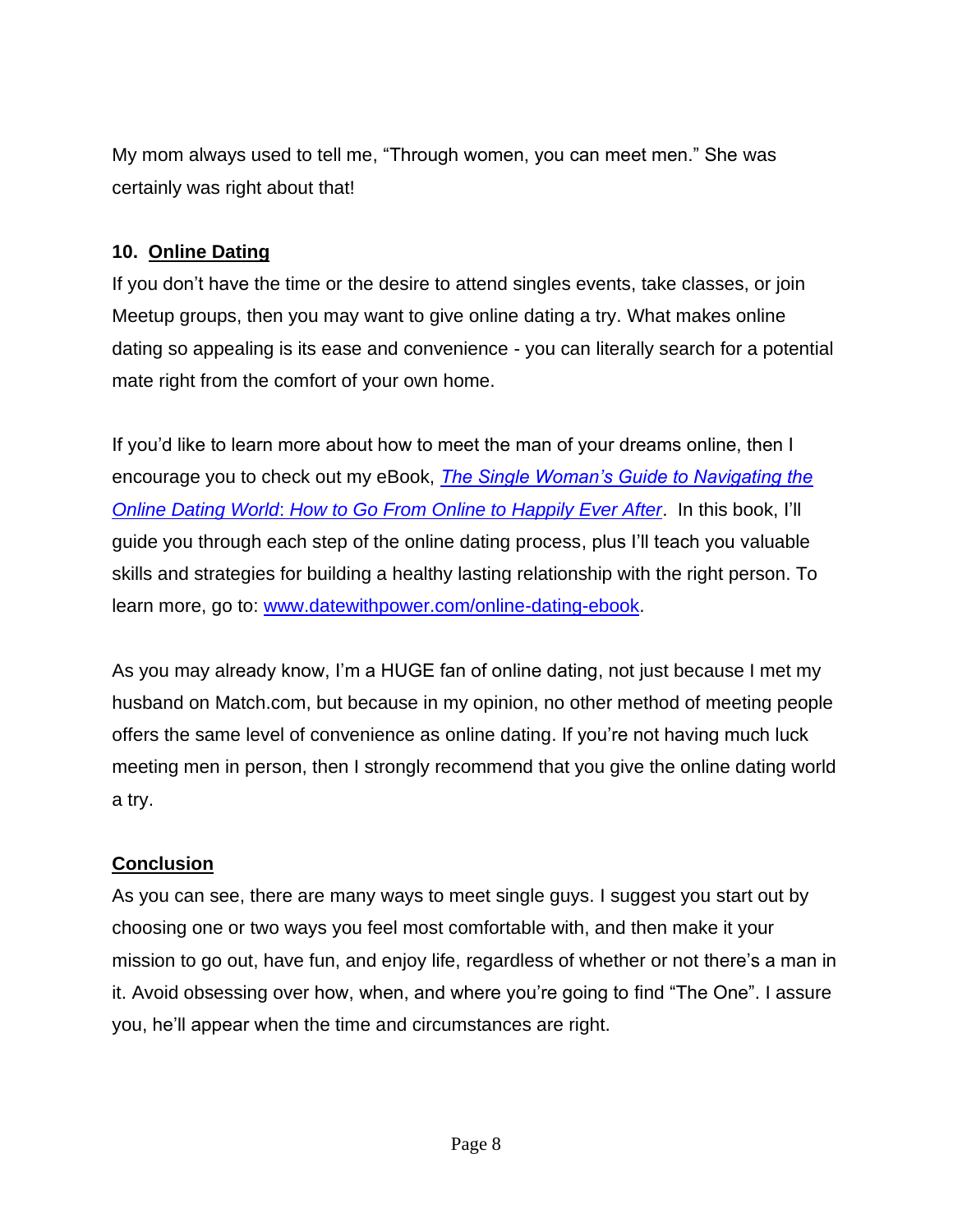My mom always used to tell me, "Through women, you can meet men." She was certainly was right about that!

### 10. Online Dating

If you don't have the time or the desire to attend singles events, take classes, or join Meetup groups, then you may want to give online dating a try. What makes online dating so appealing is its ease and convenience - you can literally search for a potential mate right from the comfort of your own home.

If you'd like to learn more about how to meet the man of your dreams online, then I encourage you to check out my eBook, *The Single Woman's Guide to Navigating the Online Dating World: How to Go From Online to Happily Ever After*. In this book, I'll guide you through each step of the online dating process, plus I'll teach you valuable skills and strategies for building a healthy lasting relationship with the right person. To learn more, go to: www.datewithpower.com/online-dating-ebook.

As you may already know, I'm a HUGE fan of online dating, not just because I met my husband on Match.com, but because in my opinion, no other method of meeting people offers the same level of convenience as online dating. If you're not having much luck meeting men in person, then I strongly recommend that you give the online dating world a try.

## Conclusion

As you can see, there are many ways to meet single guys. I suggest you start out by choosing one or two ways you feel most comfortable with, and then make it your mission to go out, have fun, and enjoy life, regardless of whether or not there's a man in it. Avoid obsessing over how, when, and where you're going to find "The One". I assure you, he'll appear when the time and circumstances are right.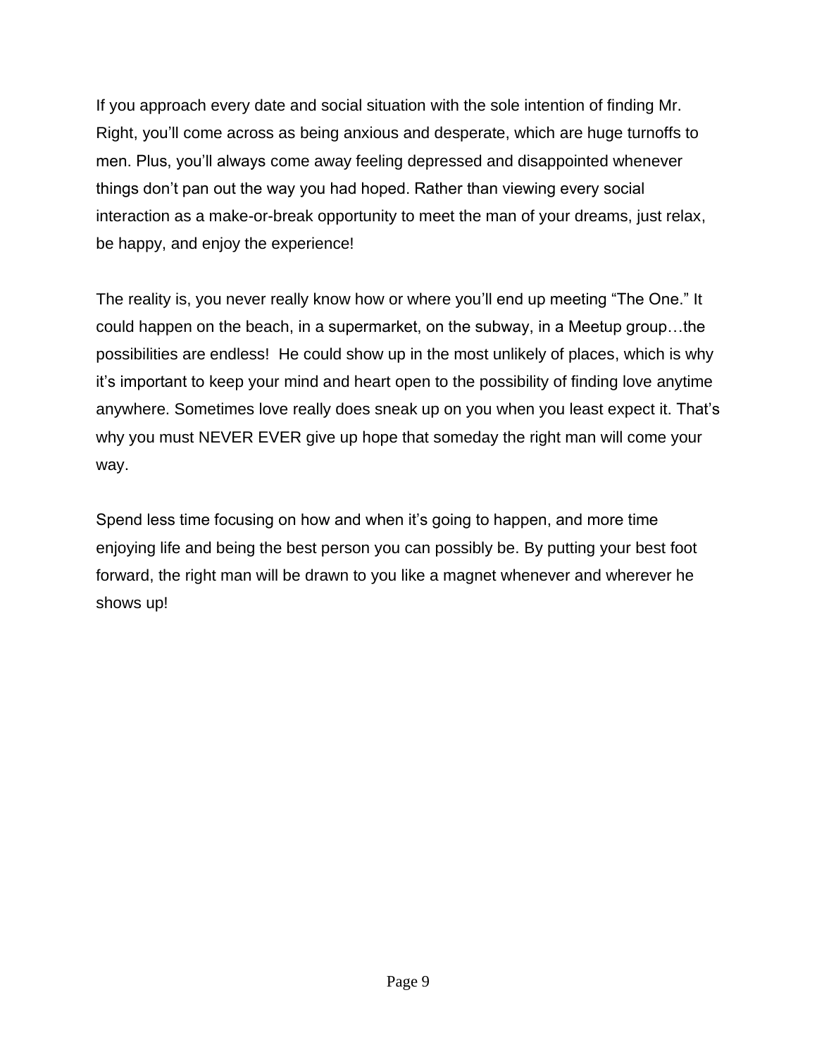If you approach every date and social situation with the sole intention of finding Mr. Right, you'll come across as being anxious and desperate, which are huge turnoffs to men. Plus, you'll always come away feeling depressed and disappointed whenever things don't pan out the way you had hoped. Rather than viewing every social interaction as a make-or-break opportunity to meet the man of your dreams, just relax, be happy, and enjoy the experience!

The reality is, you never really know how or where you'll end up meeting "The One." It could happen on the beach, in a supermarket, on the subway, in a Meetup group…the possibilities are endless!  He could show up in the most unlikely of places, which is why it's important to keep your mind and heart open to the possibility of finding love anytime anywhere. Sometimes love really does sneak up on you when you least expect it. That's why you must NEVER EVER give up hope that someday the right man will come your way.

Spend less time focusing on how and when it's going to happen, and more time enjoying life and being the best person you can possibly be. By putting your best foot forward, the right man will be drawn to you like a magnet whenever and wherever he shows up!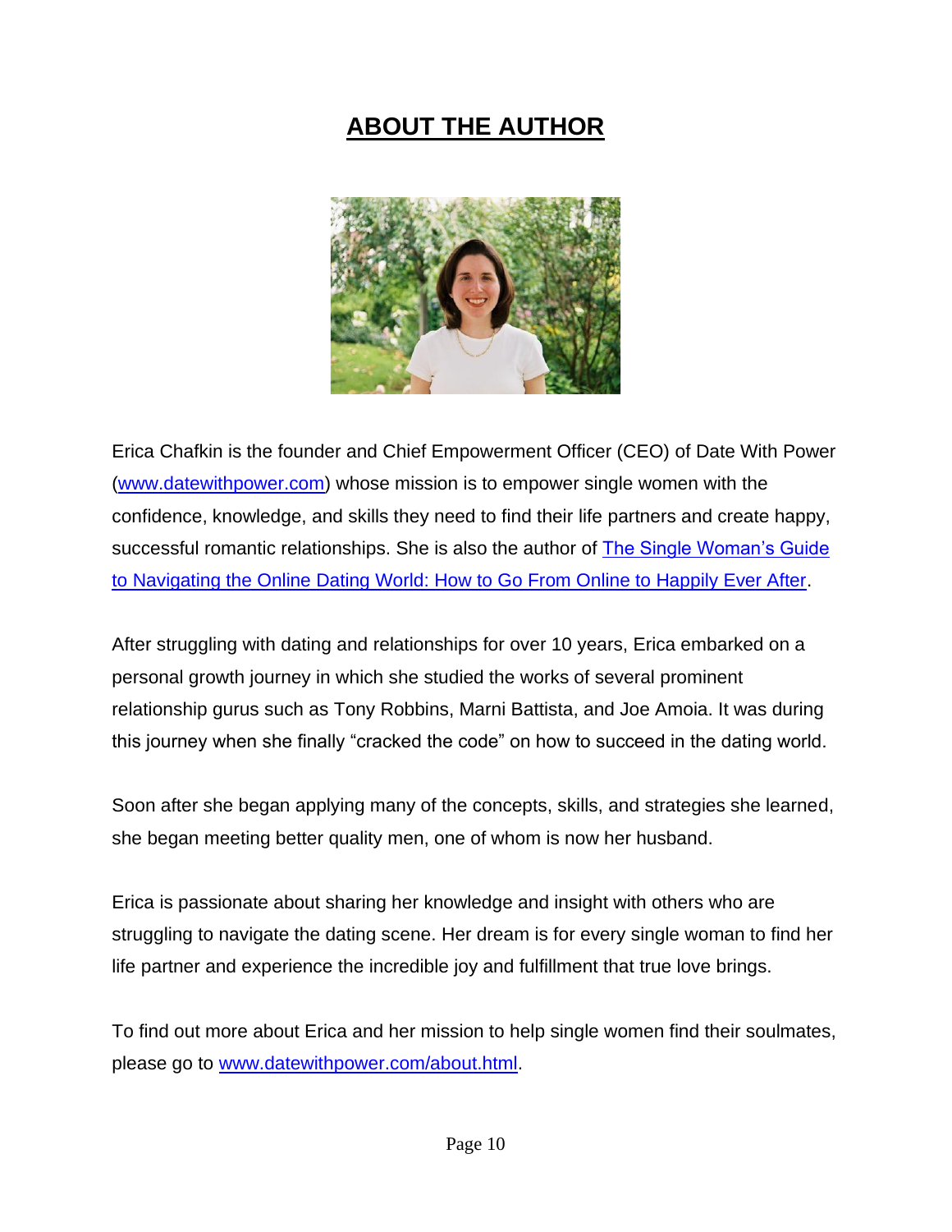# ABOUT THE AUTHOR

Erica Chafkin is the founder and Chief Empowerment Officer (CEO) of Date With Power (www.datewithpower.com) whose mission is to empower single women with the confidence, knowledge, and skills they need to find their life partners and create happy, successful romantic relationships. She is also the author of The Single Woman's Guide to Navigating the Online Dating World: How to Go From Online to Happily Ever After.

After struggling with dating and relationships for over 10 years, Erica embarked on a personal growth journey in which she studied the works of several prominent relationship gurus such as Tony Robbins, Marni Battista, and Joe Amoia. It was during this journey when she finally "cracked the code" on how to succeed in the dating world.

Soon after she began applying many of the concepts, skills, and strategies she learned, she began meeting better quality men, one of whom is now her husband.

Erica is passionate about sharing her knowledge and insight with others who are struggling to navigate the dating scene. Her dream is for every single woman to find her life partner and experience the incredible joy and fulfillment that true love brings.

To find out more about Erica and her mission to help single women find their soulmates, please go to www.datewithpower.com/about.html.